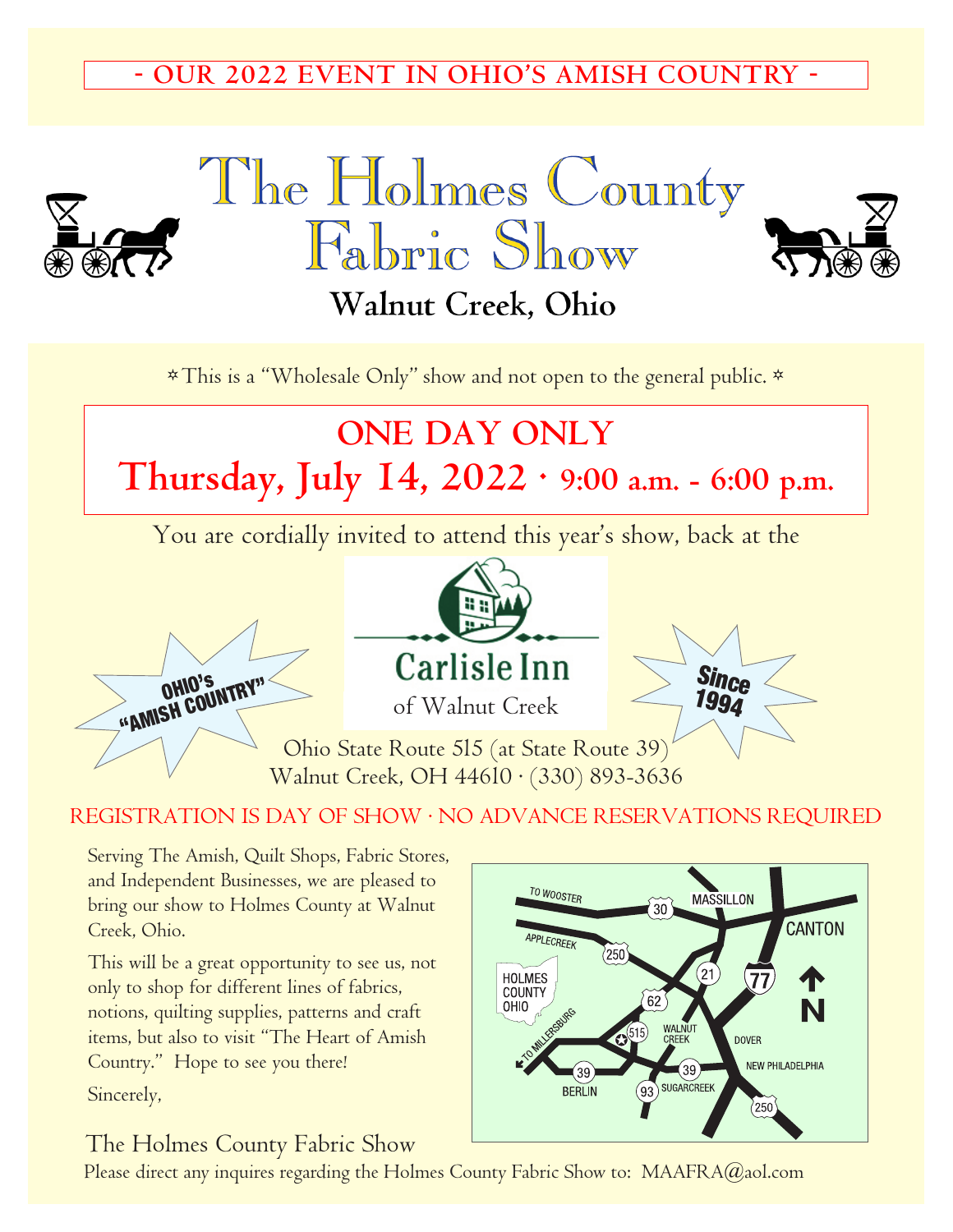- OUR 2022 EVENT IN OHIO'S AMISH COUNTRY -

# The Holmes County Fabric Show

## Walnut Creek, Ohio

*This is a "Wholesale Only" show and not open to the general public.*

## ONE DAY ONLY

## Thursday, July 14, 2022 · 9:00 a.m. - 6:00 p.m.

You are cordially invited to attend this year's show, back at the

OHIO'S "AMISH COUNTRY"

**Carlisle Inn** of Walnut Creek

Since 1994

Ohio State Route 515 (at State Route 39)
Walnut Creek, OH 44610 · (330) 893-3636

REGISTRATION IS DAY OF SHOW · NO ADVANCE RESERVATIONS REQUIRED

Serving The Amish, Quilt Shops, Fabric Stores, and Independent Businesses, we are pleased to bring our show to Holmes County at Walnut Creek, Ohio.

This will be a great opportunity to see us, not only to shop for different lines of fabrics, notions, quilting supplies, patterns and craft items, but also to visit "The Heart of Amish Country." Hope to see you there!

Sincerely,

The Holmes County Fabric Show

Please direct any inquires regarding the Holmes County Fabric Show to: MAAFRA@aol.com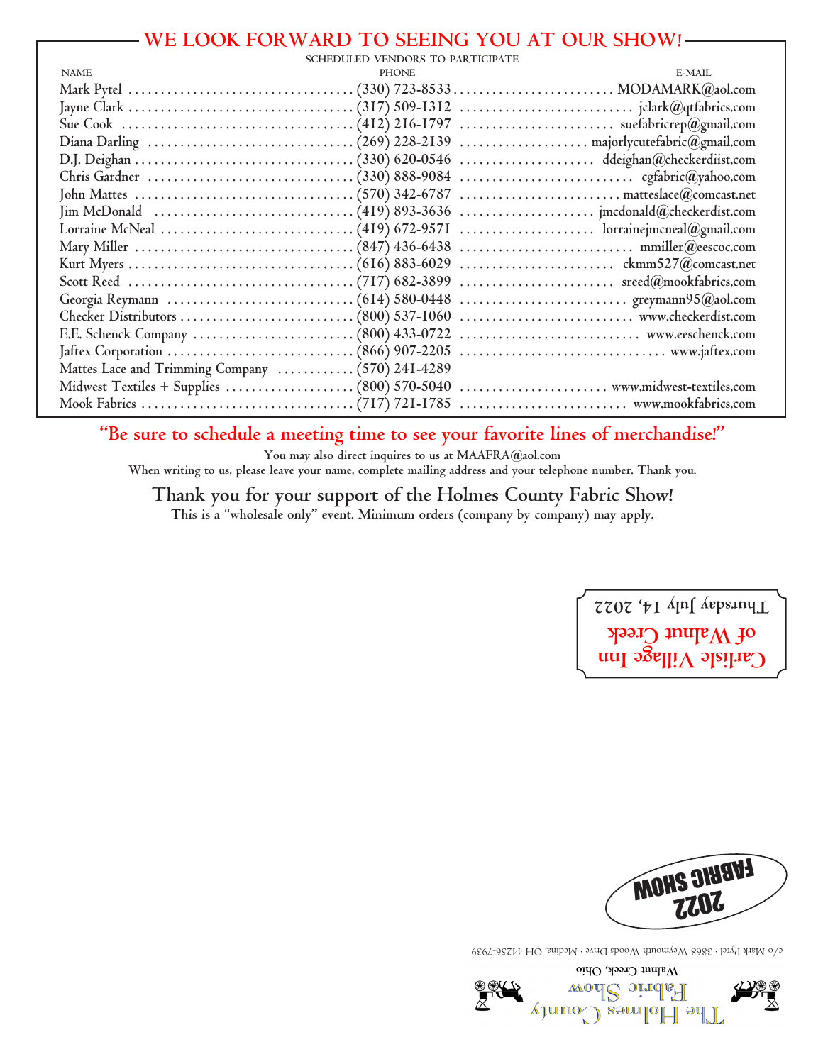## WE LOOK FORWARD TO SEEING YOU AT OUR SHOW!

SCHEDULED VENDORS TO PARTICIPATE

| NAME | PHONE | E-MAIL |
|---|---|---|
| Mark Pytel | (330) 723-8533 | MODAMARK@aol.com |
| Jayne Clark | (317) 509-1312 | jclark@qtfabrics.com |
| Sue Cook | (412) 216-1797 | suefabricrep@gmail.com |
| Diana Darling | (269) 228-2139 | majorlycutefabric@gmail.com |
| D.J. Deighan | (330) 620-0546 | ddeighan@checkerdiist.com |
| Chris Gardner | (330) 888-9084 | cgfabric@yahoo.com |
| John Mattes | (570) 342-6787 | matteslace@comcast.net |
| Jim McDonald | (419) 893-3636 | jmcdonald@checkerdist.com |
| Lorraine McNeal | (419) 672-9571 | lorrainejmcneal@gmail.com |
| Mary Miller | (847) 436-6438 | mmiller@eescoc.com |
| Kurt Myers | (616) 883-6029 | ckmm527@comcast.net |
| Scott Reed | (717) 682-3899 | sreed@mookfabrics.com |
| Georgia Reymann | (614) 580-0448 | greymann95@aol.com |
| Checker Distributors | (800) 537-1060 | www.checkerdist.com |
| E.E. Schenck Company | (800) 433-0722 | www.eeschenck.com |
| Jaftex Corporation | (866) 907-2205 | www.jaftex.com |
| Mattes Lace and Trimming Company | (570) 241-4289 | |
| Midwest Textiles + Supplies | (800) 570-5040 | www.midwest-textiles.com |
| Mook Fabrics | (717) 721-1785 | www.mookfabrics.com |

**"Be sure to schedule a meeting time to see your favorite lines of merchandise!"**

**You may also direct inquires to us at MAAFRA@aol.com**

**When writing to us, please leave your name, complete mailing address and your telephone number. Thank you.**

## Thank you for your support of the Holmes County Fabric Show!

**This is a "wholesale only" event. Minimum orders (company by company) may apply.**

**Carlisle Village Inn**
**of Walnut Creek**
Thursday July 14, 2022

**2022 FABRIC SHOW**

The Holmes County
Fabric Show
**Walnut Creek, Ohio**

c/o Mark Pytel · 3868 Weymouth Woods Drive · Medina, OH 44256-7939